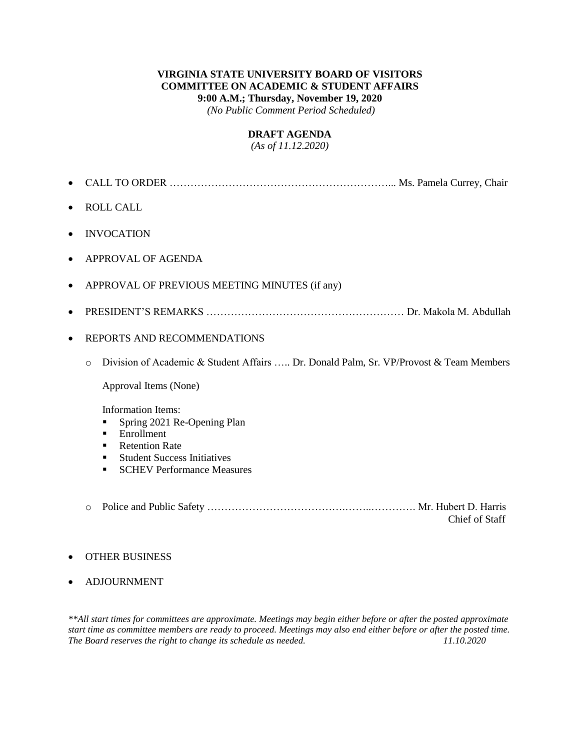**VIRGINIA STATE UNIVERSITY BOARD OF VISITORS**
**COMMITTEE ON ACADEMIC & STUDENT AFFAIRS**
**9:00 A.M.; Thursday, November 19, 2020**
*(No Public Comment Period Scheduled)*

**DRAFT AGENDA**
*(As of 11.12.2020)*

- CALL TO ORDER ………………………………………………………... Ms. Pamela Currey, Chair
- ROLL CALL
- INVOCATION
- APPROVAL OF AGENDA
- APPROVAL OF PREVIOUS MEETING MINUTES (if any)
- PRESIDENT'S REMARKS ………………………………………………… Dr. Makola M. Abdullah
- REPORTS AND RECOMMENDATIONS
  - Division of Academic & Student Affairs ….. Dr. Donald Palm, Sr. VP/Provost & Team Members

    Approval Items (None)

    Information Items:
    - Spring 2021 Re-Opening Plan
    - Enrollment
    - Retention Rate
    - Student Success Initiatives
    - SCHEV Performance Measures

  - Police and Public Safety ………………………………….……..…………. Mr. Hubert D. Harris, Chief of Staff
- OTHER BUSINESS
- ADJOURNMENT

*\*\*All start times for committees are approximate. Meetings may begin either before or after the posted approximate start time as committee members are ready to proceed. Meetings may also end either before or after the posted time. The Board reserves the right to change its schedule as needed.* *11.10.2020*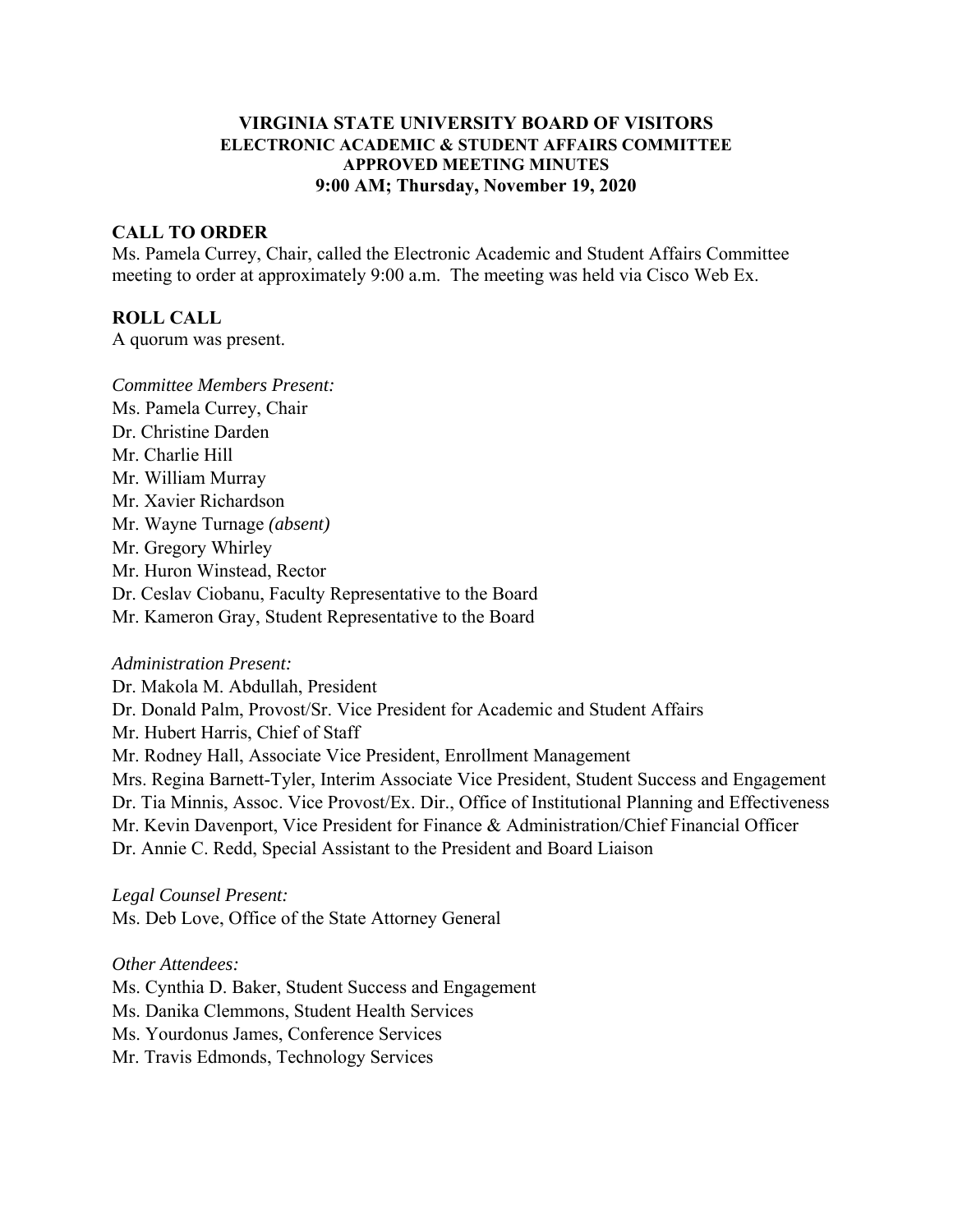**VIRGINIA STATE UNIVERSITY BOARD OF VISITORS**
**ELECTRONIC ACADEMIC & STUDENT AFFAIRS COMMITTEE**
**APPROVED MEETING MINUTES**
**9:00 AM; Thursday, November 19, 2020**

## CALL TO ORDER

Ms. Pamela Currey, Chair, called the Electronic Academic and Student Affairs Committee meeting to order at approximately 9:00 a.m. The meeting was held via Cisco Web Ex.

## ROLL CALL

A quorum was present.

*Committee Members Present:*
Ms. Pamela Currey, Chair
Dr. Christine Darden
Mr. Charlie Hill
Mr. William Murray
Mr. Xavier Richardson
Mr. Wayne Turnage *(absent)*
Mr. Gregory Whirley
Mr. Huron Winstead, Rector
Dr. Ceslav Ciobanu, Faculty Representative to the Board
Mr. Kameron Gray, Student Representative to the Board

*Administration Present:*
Dr. Makola M. Abdullah, President
Dr. Donald Palm, Provost/Sr. Vice President for Academic and Student Affairs
Mr. Hubert Harris, Chief of Staff
Mr. Rodney Hall, Associate Vice President, Enrollment Management
Mrs. Regina Barnett-Tyler, Interim Associate Vice President, Student Success and Engagement
Dr. Tia Minnis, Assoc. Vice Provost/Ex. Dir., Office of Institutional Planning and Effectiveness
Mr. Kevin Davenport, Vice President for Finance & Administration/Chief Financial Officer
Dr. Annie C. Redd, Special Assistant to the President and Board Liaison

*Legal Counsel Present:*
Ms. Deb Love, Office of the State Attorney General

*Other Attendees:*
Ms. Cynthia D. Baker, Student Success and Engagement
Ms. Danika Clemmons, Student Health Services
Ms. Yourdonus James, Conference Services
Mr. Travis Edmonds, Technology Services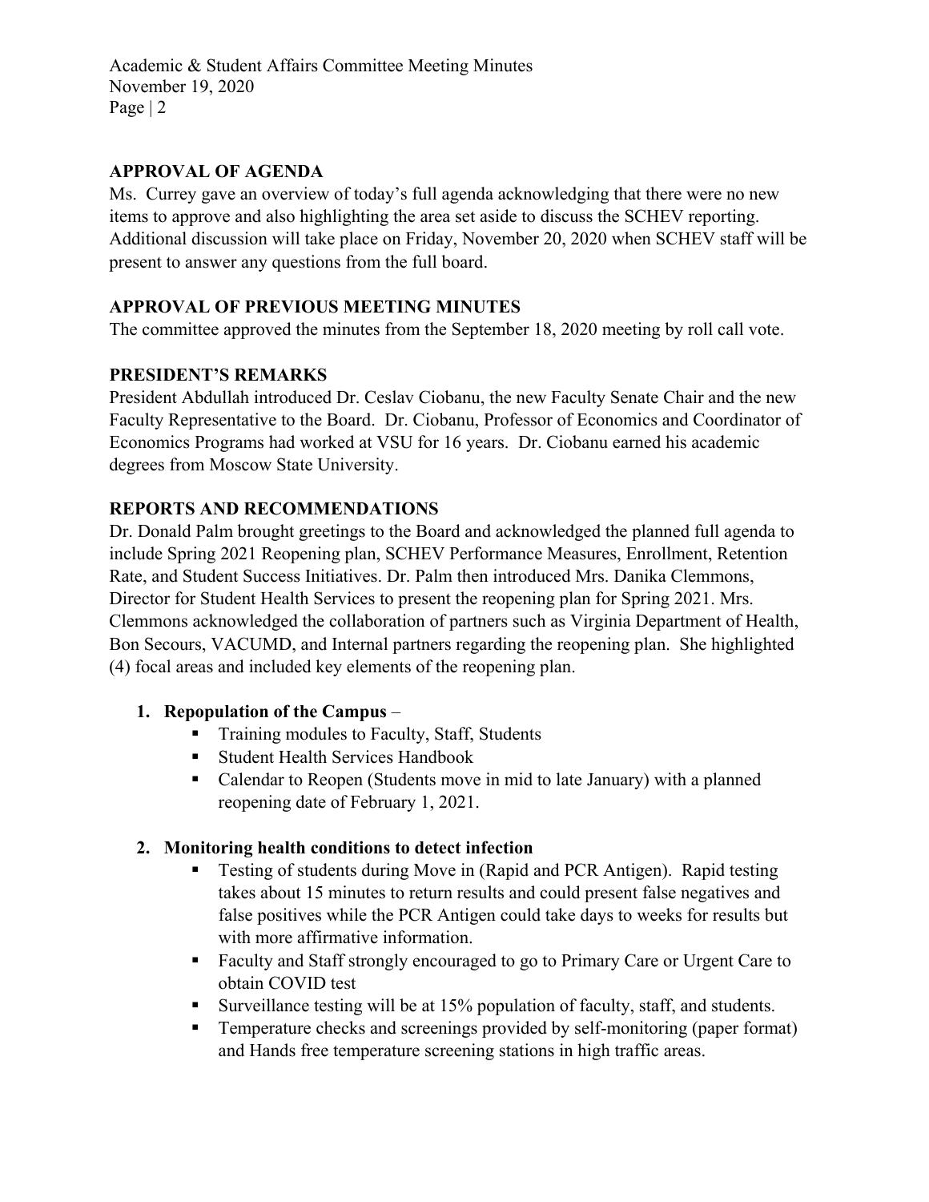## APPROVAL OF AGENDA

Ms. Currey gave an overview of today's full agenda acknowledging that there were no new items to approve and also highlighting the area set aside to discuss the SCHEV reporting. Additional discussion will take place on Friday, November 20, 2020 when SCHEV staff will be present to answer any questions from the full board.

## APPROVAL OF PREVIOUS MEETING MINUTES

The committee approved the minutes from the September 18, 2020 meeting by roll call vote.

## PRESIDENT'S REMARKS

President Abdullah introduced Dr. Ceslav Ciobanu, the new Faculty Senate Chair and the new Faculty Representative to the Board. Dr. Ciobanu, Professor of Economics and Coordinator of Economics Programs had worked at VSU for 16 years. Dr. Ciobanu earned his academic degrees from Moscow State University.

## REPORTS AND RECOMMENDATIONS

Dr. Donald Palm brought greetings to the Board and acknowledged the planned full agenda to include Spring 2021 Reopening plan, SCHEV Performance Measures, Enrollment, Retention Rate, and Student Success Initiatives. Dr. Palm then introduced Mrs. Danika Clemmons, Director for Student Health Services to present the reopening plan for Spring 2021. Mrs. Clemmons acknowledged the collaboration of partners such as Virginia Department of Health, Bon Secours, VACUMD, and Internal partners regarding the reopening plan. She highlighted (4) focal areas and included key elements of the reopening plan.

1. **Repopulation of the Campus** –
   - Training modules to Faculty, Staff, Students
   - Student Health Services Handbook
   - Calendar to Reopen (Students move in mid to late January) with a planned reopening date of February 1, 2021.

2. **Monitoring health conditions to detect infection**
   - Testing of students during Move in (Rapid and PCR Antigen). Rapid testing takes about 15 minutes to return results and could present false negatives and false positives while the PCR Antigen could take days to weeks for results but with more affirmative information.
   - Faculty and Staff strongly encouraged to go to Primary Care or Urgent Care to obtain COVID test
   - Surveillance testing will be at 15% population of faculty, staff, and students.
   - Temperature checks and screenings provided by self-monitoring (paper format) and Hands free temperature screening stations in high traffic areas.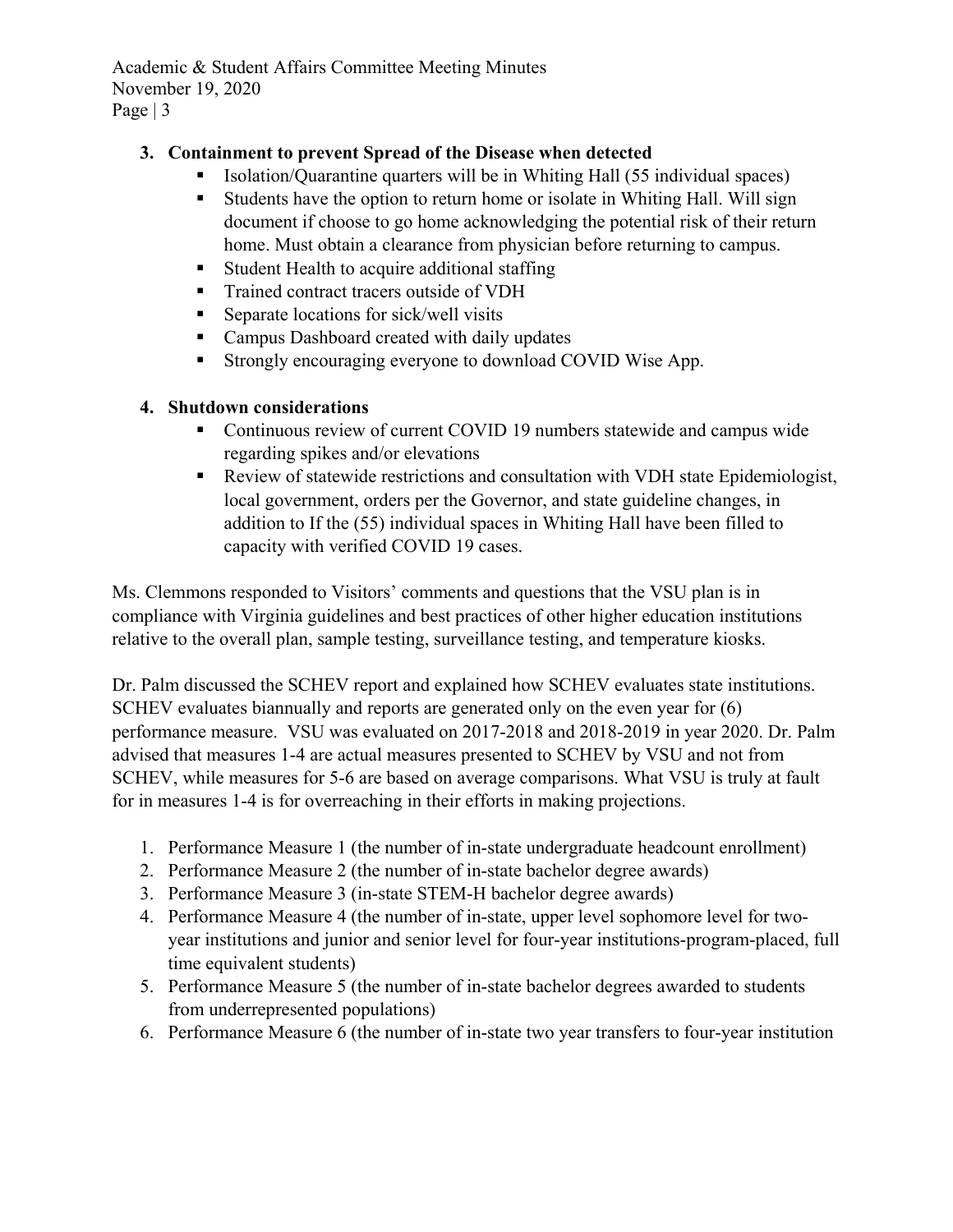3. **Containment to prevent Spread of the Disease when detected**
   - Isolation/Quarantine quarters will be in Whiting Hall (55 individual spaces)
   - Students have the option to return home or isolate in Whiting Hall. Will sign document if choose to go home acknowledging the potential risk of their return home. Must obtain a clearance from physician before returning to campus.
   - Student Health to acquire additional staffing
   - Trained contract tracers outside of VDH
   - Separate locations for sick/well visits
   - Campus Dashboard created with daily updates
   - Strongly encouraging everyone to download COVID Wise App.

4. **Shutdown considerations**
   - Continuous review of current COVID 19 numbers statewide and campus wide regarding spikes and/or elevations
   - Review of statewide restrictions and consultation with VDH state Epidemiologist, local government, orders per the Governor, and state guideline changes, in addition to If the (55) individual spaces in Whiting Hall have been filled to capacity with verified COVID 19 cases.

Ms. Clemmons responded to Visitors' comments and questions that the VSU plan is in compliance with Virginia guidelines and best practices of other higher education institutions relative to the overall plan, sample testing, surveillance testing, and temperature kiosks.

Dr. Palm discussed the SCHEV report and explained how SCHEV evaluates state institutions. SCHEV evaluates biannually and reports are generated only on the even year for (6) performance measure. VSU was evaluated on 2017-2018 and 2018-2019 in year 2020. Dr. Palm advised that measures 1-4 are actual measures presented to SCHEV by VSU and not from SCHEV, while measures for 5-6 are based on average comparisons. What VSU is truly at fault for in measures 1-4 is for overreaching in their efforts in making projections.

1. Performance Measure 1 (the number of in-state undergraduate headcount enrollment)
2. Performance Measure 2 (the number of in-state bachelor degree awards)
3. Performance Measure 3 (in-state STEM-H bachelor degree awards)
4. Performance Measure 4 (the number of in-state, upper level sophomore level for two-year institutions and junior and senior level for four-year institutions-program-placed, full time equivalent students)
5. Performance Measure 5 (the number of in-state bachelor degrees awarded to students from underrepresented populations)
6. Performance Measure 6 (the number of in-state two year transfers to four-year institution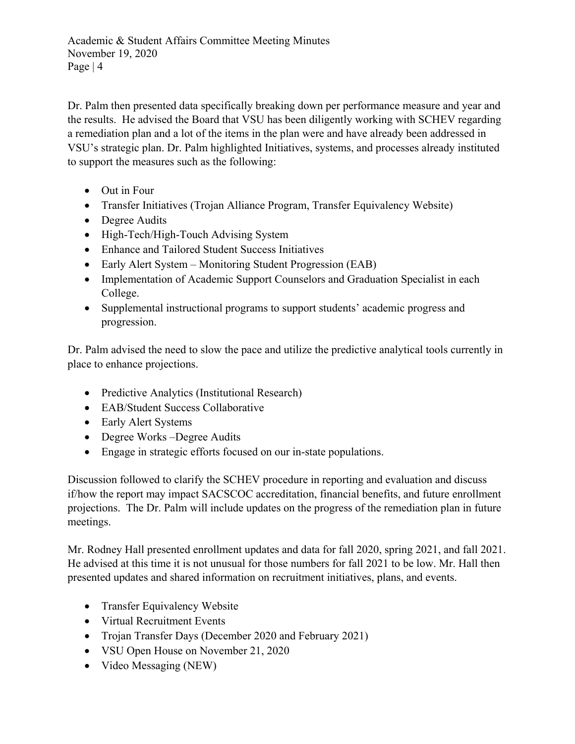Dr. Palm then presented data specifically breaking down per performance measure and year and the results. He advised the Board that VSU has been diligently working with SCHEV regarding a remediation plan and a lot of the items in the plan were and have already been addressed in VSU's strategic plan. Dr. Palm highlighted Initiatives, systems, and processes already instituted to support the measures such as the following:

- Out in Four
- Transfer Initiatives (Trojan Alliance Program, Transfer Equivalency Website)
- Degree Audits
- High-Tech/High-Touch Advising System
- Enhance and Tailored Student Success Initiatives
- Early Alert System – Monitoring Student Progression (EAB)
- Implementation of Academic Support Counselors and Graduation Specialist in each College.
- Supplemental instructional programs to support students' academic progress and progression.

Dr. Palm advised the need to slow the pace and utilize the predictive analytical tools currently in place to enhance projections.

- Predictive Analytics (Institutional Research)
- EAB/Student Success Collaborative
- Early Alert Systems
- Degree Works –Degree Audits
- Engage in strategic efforts focused on our in-state populations.

Discussion followed to clarify the SCHEV procedure in reporting and evaluation and discuss if/how the report may impact SACSCOC accreditation, financial benefits, and future enrollment projections. The Dr. Palm will include updates on the progress of the remediation plan in future meetings.

Mr. Rodney Hall presented enrollment updates and data for fall 2020, spring 2021, and fall 2021. He advised at this time it is not unusual for those numbers for fall 2021 to be low. Mr. Hall then presented updates and shared information on recruitment initiatives, plans, and events.

- Transfer Equivalency Website
- Virtual Recruitment Events
- Trojan Transfer Days (December 2020 and February 2021)
- VSU Open House on November 21, 2020
- Video Messaging (NEW)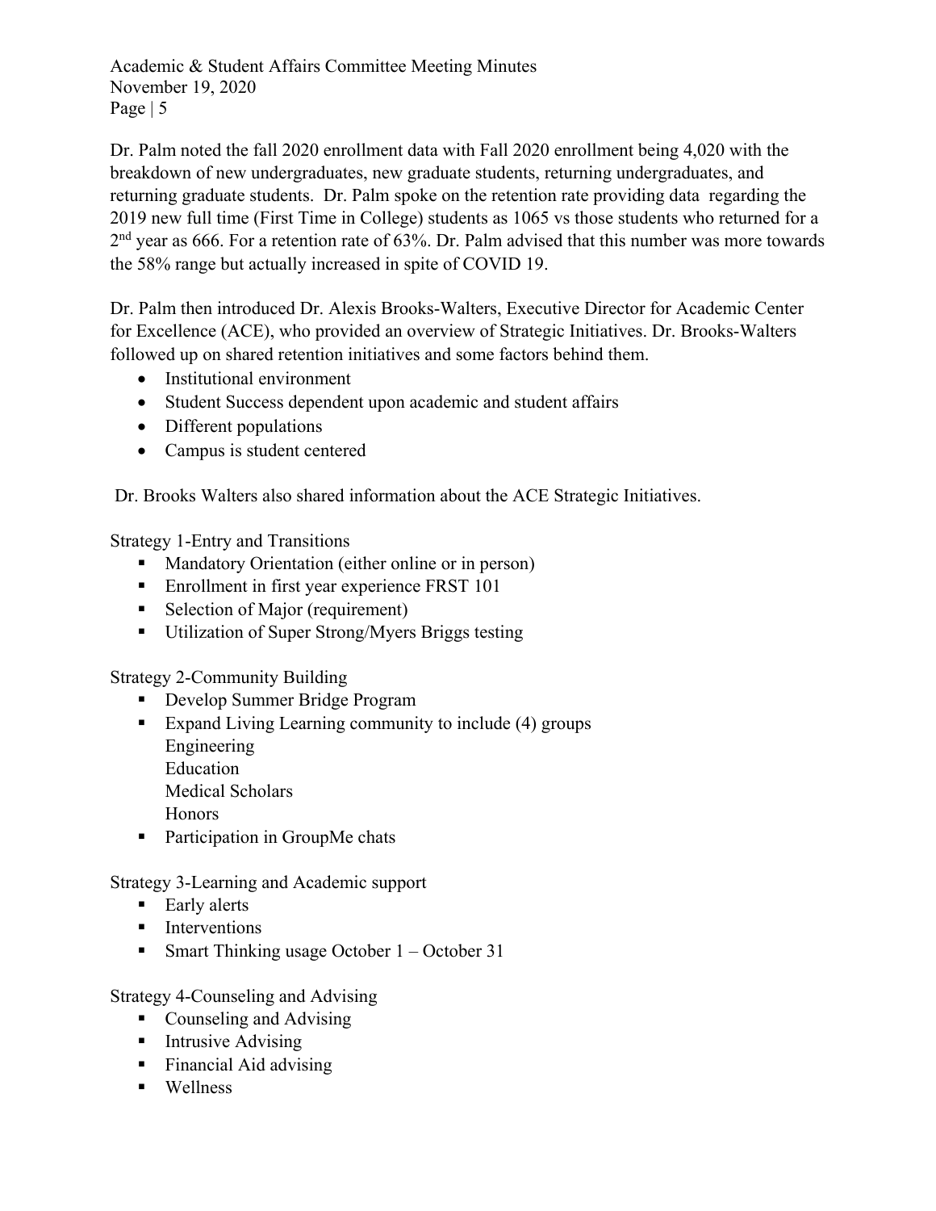Dr. Palm noted the fall 2020 enrollment data with Fall 2020 enrollment being 4,020 with the breakdown of new undergraduates, new graduate students, returning undergraduates, and returning graduate students. Dr. Palm spoke on the retention rate providing data regarding the 2019 new full time (First Time in College) students as 1065 vs those students who returned for a 2nd year as 666. For a retention rate of 63%. Dr. Palm advised that this number was more towards the 58% range but actually increased in spite of COVID 19.

Dr. Palm then introduced Dr. Alexis Brooks-Walters, Executive Director for Academic Center for Excellence (ACE), who provided an overview of Strategic Initiatives. Dr. Brooks-Walters followed up on shared retention initiatives and some factors behind them.

- Institutional environment
- Student Success dependent upon academic and student affairs
- Different populations
- Campus is student centered

Dr. Brooks Walters also shared information about the ACE Strategic Initiatives.

Strategy 1-Entry and Transitions

- Mandatory Orientation (either online or in person)
- Enrollment in first year experience FRST 101
- Selection of Major (requirement)
- Utilization of Super Strong/Myers Briggs testing

Strategy 2-Community Building

- Develop Summer Bridge Program
- Expand Living Learning community to include (4) groups
  Engineering
  Education
  Medical Scholars
  Honors
- Participation in GroupMe chats

Strategy 3-Learning and Academic support

- Early alerts
- Interventions
- Smart Thinking usage October 1 – October 31

Strategy 4-Counseling and Advising

- Counseling and Advising
- Intrusive Advising
- Financial Aid advising
- Wellness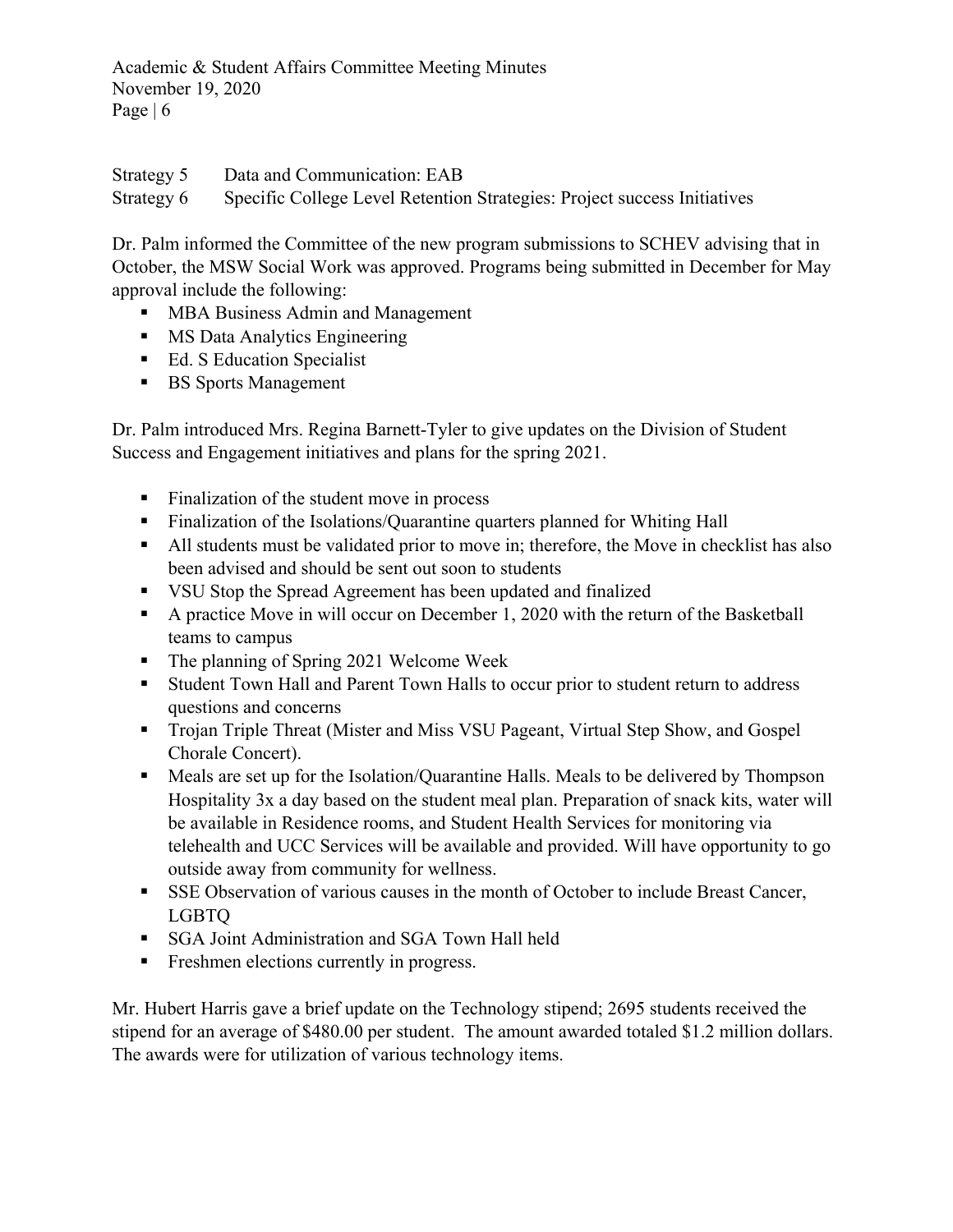Strategy 5 Data and Communication: EAB

Strategy 6 Specific College Level Retention Strategies: Project success Initiatives

Dr. Palm informed the Committee of the new program submissions to SCHEV advising that in October, the MSW Social Work was approved. Programs being submitted in December for May approval include the following:

- MBA Business Admin and Management
- MS Data Analytics Engineering
- Ed. S Education Specialist
- BS Sports Management

Dr. Palm introduced Mrs. Regina Barnett-Tyler to give updates on the Division of Student Success and Engagement initiatives and plans for the spring 2021.

- Finalization of the student move in process
- Finalization of the Isolations/Quarantine quarters planned for Whiting Hall
- All students must be validated prior to move in; therefore, the Move in checklist has also been advised and should be sent out soon to students
- VSU Stop the Spread Agreement has been updated and finalized
- A practice Move in will occur on December 1, 2020 with the return of the Basketball teams to campus
- The planning of Spring 2021 Welcome Week
- Student Town Hall and Parent Town Halls to occur prior to student return to address questions and concerns
- Trojan Triple Threat (Mister and Miss VSU Pageant, Virtual Step Show, and Gospel Chorale Concert).
- Meals are set up for the Isolation/Quarantine Halls. Meals to be delivered by Thompson Hospitality 3x a day based on the student meal plan. Preparation of snack kits, water will be available in Residence rooms, and Student Health Services for monitoring via telehealth and UCC Services will be available and provided. Will have opportunity to go outside away from community for wellness.
- SSE Observation of various causes in the month of October to include Breast Cancer, LGBTQ
- SGA Joint Administration and SGA Town Hall held
- Freshmen elections currently in progress.

Mr. Hubert Harris gave a brief update on the Technology stipend; 2695 students received the stipend for an average of $480.00 per student. The amount awarded totaled $1.2 million dollars. The awards were for utilization of various technology items.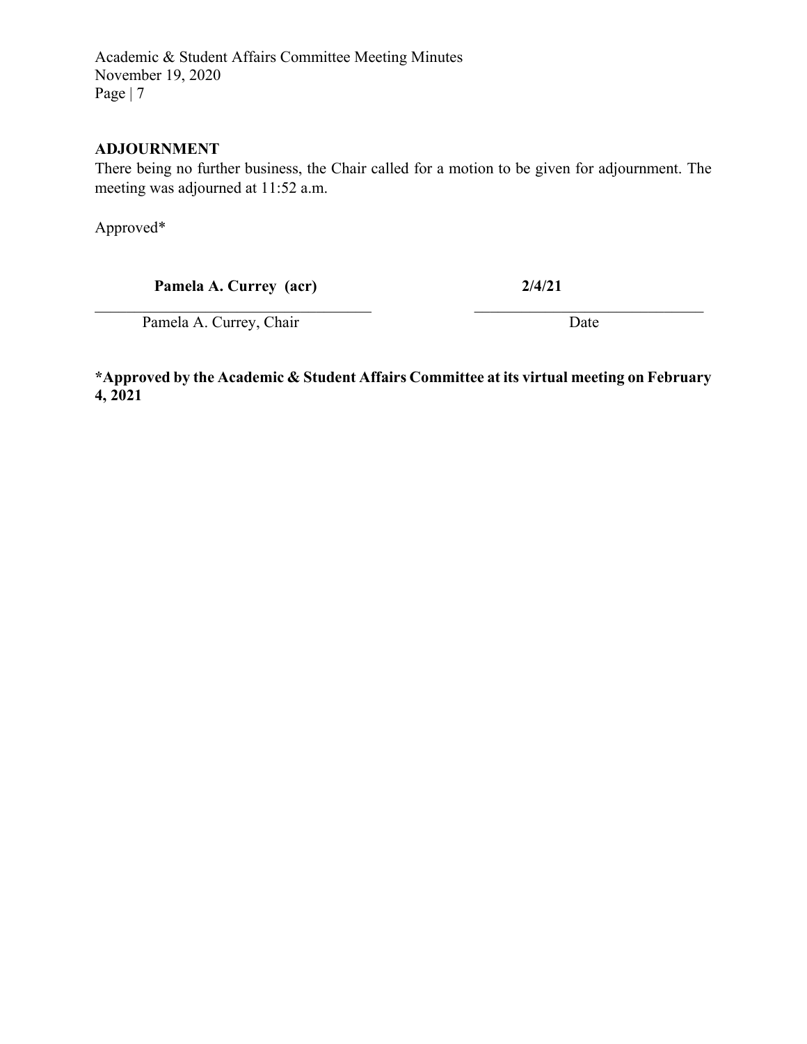## ADJOURNMENT

There being no further business, the Chair called for a motion to be given for adjournment. The meeting was adjourned at 11:52 a.m.

Approved*

**Pamela A. Currey (acr)** **2/4/21**

Pamela A. Currey, Chair Date

***Approved by the Academic & Student Affairs Committee at its virtual meeting on February 4, 2021**